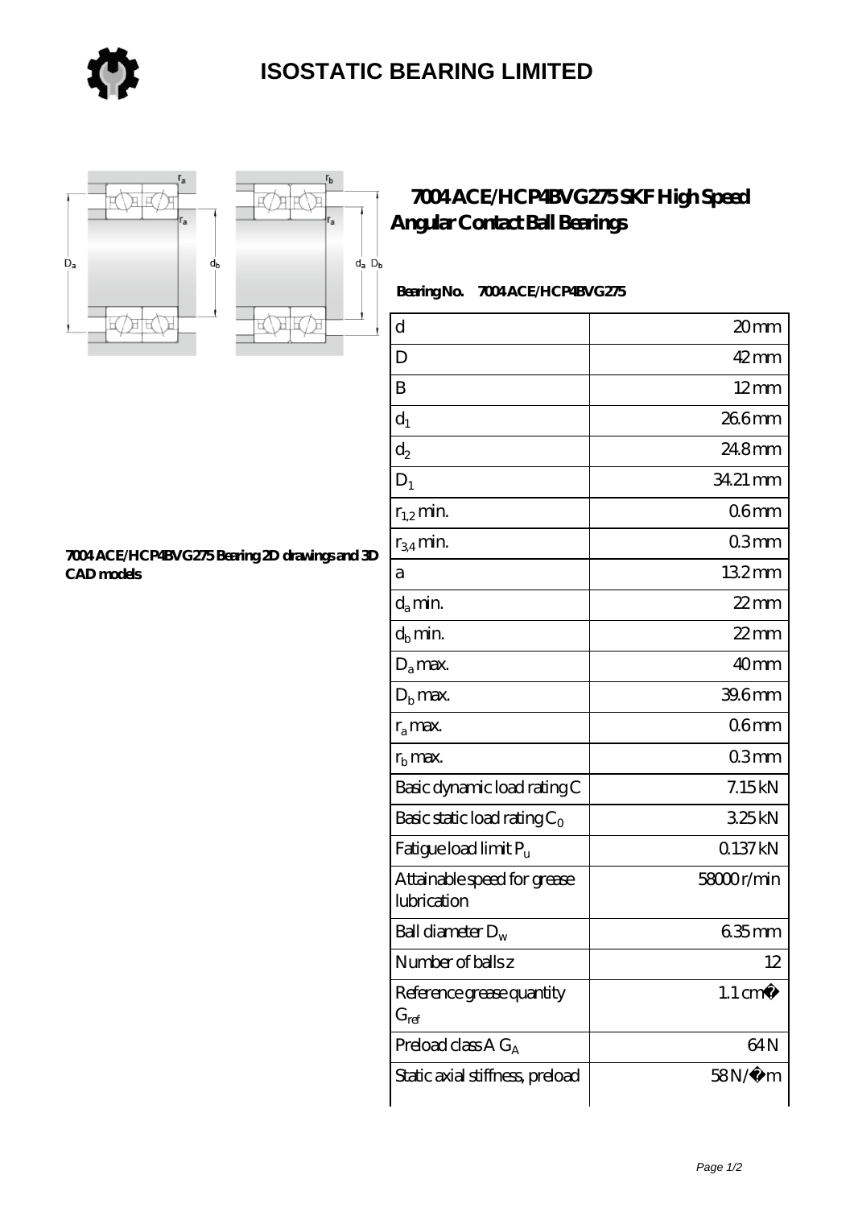# ISOSTATIC BEARING LIMITED

## 7004 ACE/HCP4BVG275 SKF High Speed Angular Contact Ball Bearings

7004 ACE/HCP4BVG275 Bearing 2D drawings and 3D CAD models

**Bearing No. 7004 ACE/HCP4BVG275**

| | |
|---|---|
| d | 20 mm |
| D | 42 mm |
| B | 12 mm |
| $d_1$ | 26.6 mm |
| $d_2$ | 24.8 mm |
| $D_1$ | 34.21 mm |
| $r_{1,2}$ min. | 0.6 mm |
| $r_{3,4}$ min. | 0.3 mm |
| a | 13.2 mm |
| $d_a$ min. | 22 mm |
| $d_b$ min. | 22 mm |
| $D_a$ max. | 40 mm |
| $D_b$ max. | 39.6 mm |
| $r_a$ max. | 0.6 mm |
| $r_b$ max. | 0.3 mm |
| Basic dynamic load rating C | 7.15 kN |
| Basic static load rating $C_0$ | 3.25 kN |
| Fatigue load limit $P_u$ | 0.137 kN |
| Attainable speed for grease lubrication | 58000 r/min |
| Ball diameter $D_w$ | 6.35 mm |
| Number of balls z | 12 |
| Reference grease quantity $G_{ref}$ | 1.1 cm� |
| Preload class A $G_A$ | 64 N |
| Static axial stiffness, preload | 58 N/� m |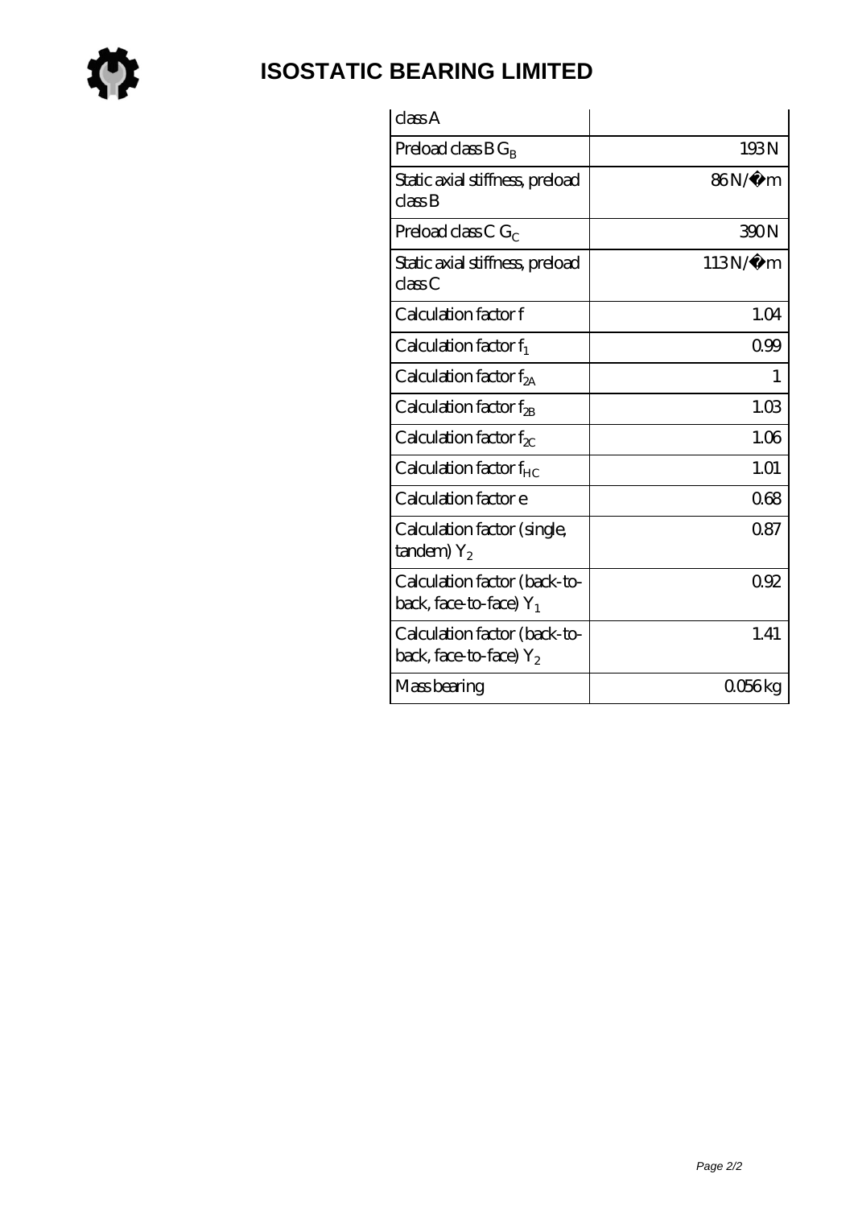# ISOSTATIC BEARING LIMITED

| | |
|---|---|
| class A | |
| Preload class B $G_B$ | 193 N |
| Static axial stiffness, preload class B | 86 N/�m |
| Preload class C $G_C$ | 390 N |
| Static axial stiffness, preload class C | 113 N/�m |
| Calculation factor f | 1.04 |
| Calculation factor $f_1$ | 0.99 |
| Calculation factor $f_{2A}$ | 1 |
| Calculation factor $f_{2B}$ | 1.03 |
| Calculation factor $f_{2C}$ | 1.06 |
| Calculation factor $f_{HC}$ | 1.01 |
| Calculation factor e | 0.68 |
| Calculation factor (single, tandem) $Y_2$ | 0.87 |
| Calculation factor (back-to-back, face-to-face) $Y_1$ | 0.92 |
| Calculation factor (back-to-back, face-to-face) $Y_2$ | 1.41 |
| Mass bearing | 0.056 kg |